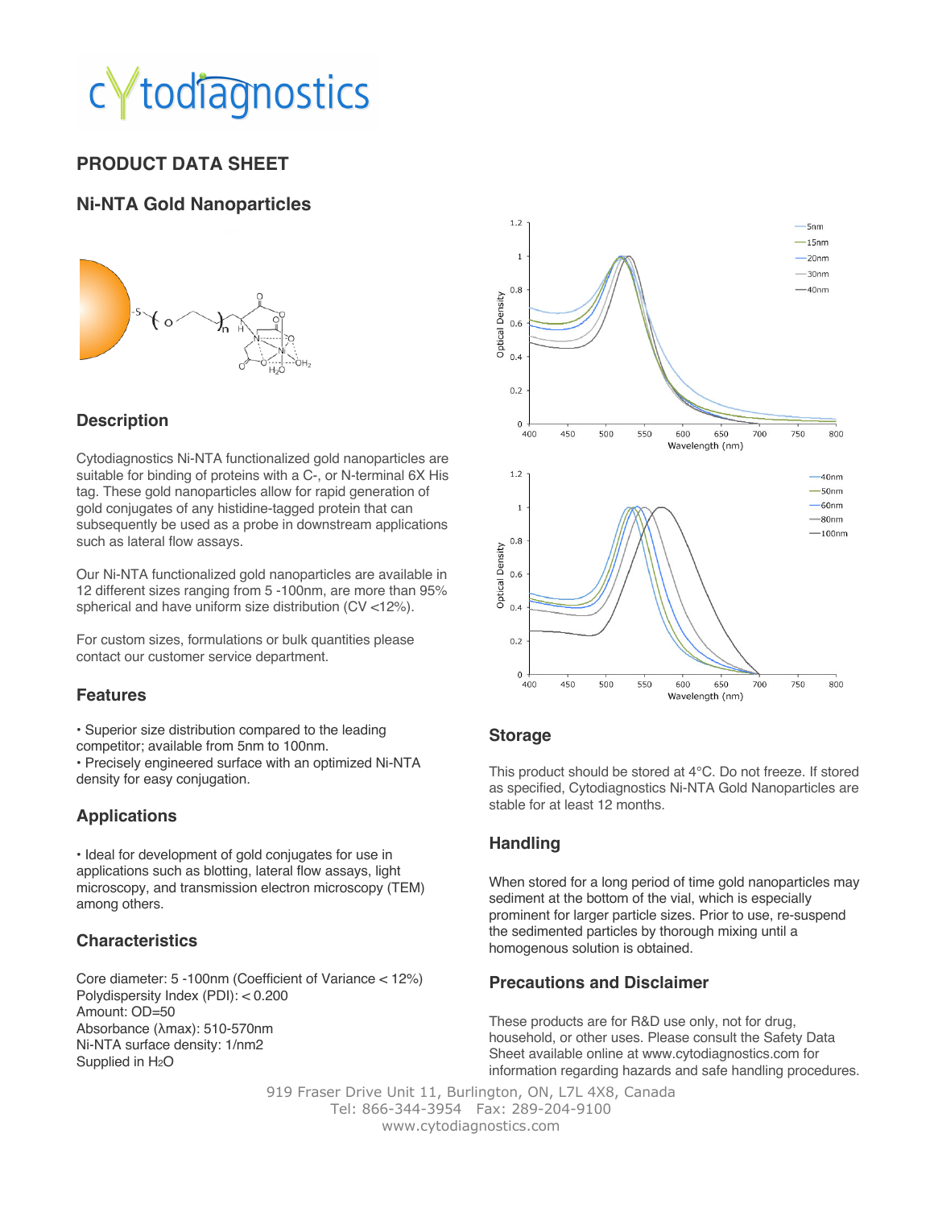# cytodiagnostics

## PRODUCT DATA SHEET

## Ni-NTA Gold Nanoparticles

### Description

Cytodiagnostics Ni-NTA functionalized gold nanoparticles are suitable for binding of proteins with a C-, or N-terminal 6X His tag. These gold nanoparticles allow for rapid generation of gold conjugates of any histidine-tagged protein that can subsequently be used as a probe in downstream applications such as lateral flow assays.

Our Ni-NTA functionalized gold nanoparticles are available in 12 different sizes ranging from 5 -100nm, are more than 95% spherical and have uniform size distribution (CV <12%).

For custom sizes, formulations or bulk quantities please contact our customer service department.

### Features

- Superior size distribution compared to the leading competitor; available from 5nm to 100nm.
- Precisely engineered surface with an optimized Ni-NTA density for easy conjugation.

### Applications

- Ideal for development of gold conjugates for use in applications such as blotting, lateral flow assays, light microscopy, and transmission electron microscopy (TEM) among others.

### Characteristics

Core diameter: 5 -100nm (Coefficient of Variance < 12%)
Polydispersity Index (PDI): < 0.200
Amount: OD=50
Absorbance (λmax): 510-570nm
Ni-NTA surface density: 1/nm2
Supplied in $H_2O$

### Storage

This product should be stored at 4°C. Do not freeze. If stored as specified, Cytodiagnostics Ni-NTA Gold Nanoparticles are stable for at least 12 months.

### Handling

When stored for a long period of time gold nanoparticles may sediment at the bottom of the vial, which is especially prominent for larger particle sizes. Prior to use, re-suspend the sedimented particles by thorough mixing until a homogenous solution is obtained.

### Precautions and Disclaimer

These products are for R&D use only, not for drug, household, or other uses. Please consult the Safety Data Sheet available online at www.cytodiagnostics.com for information regarding hazards and safe handling procedures.

919 Fraser Drive Unit 11, Burlington, ON, L7L 4X8, Canada
Tel: 866-344-3954 Fax: 289-204-9100
www.cytodiagnostics.com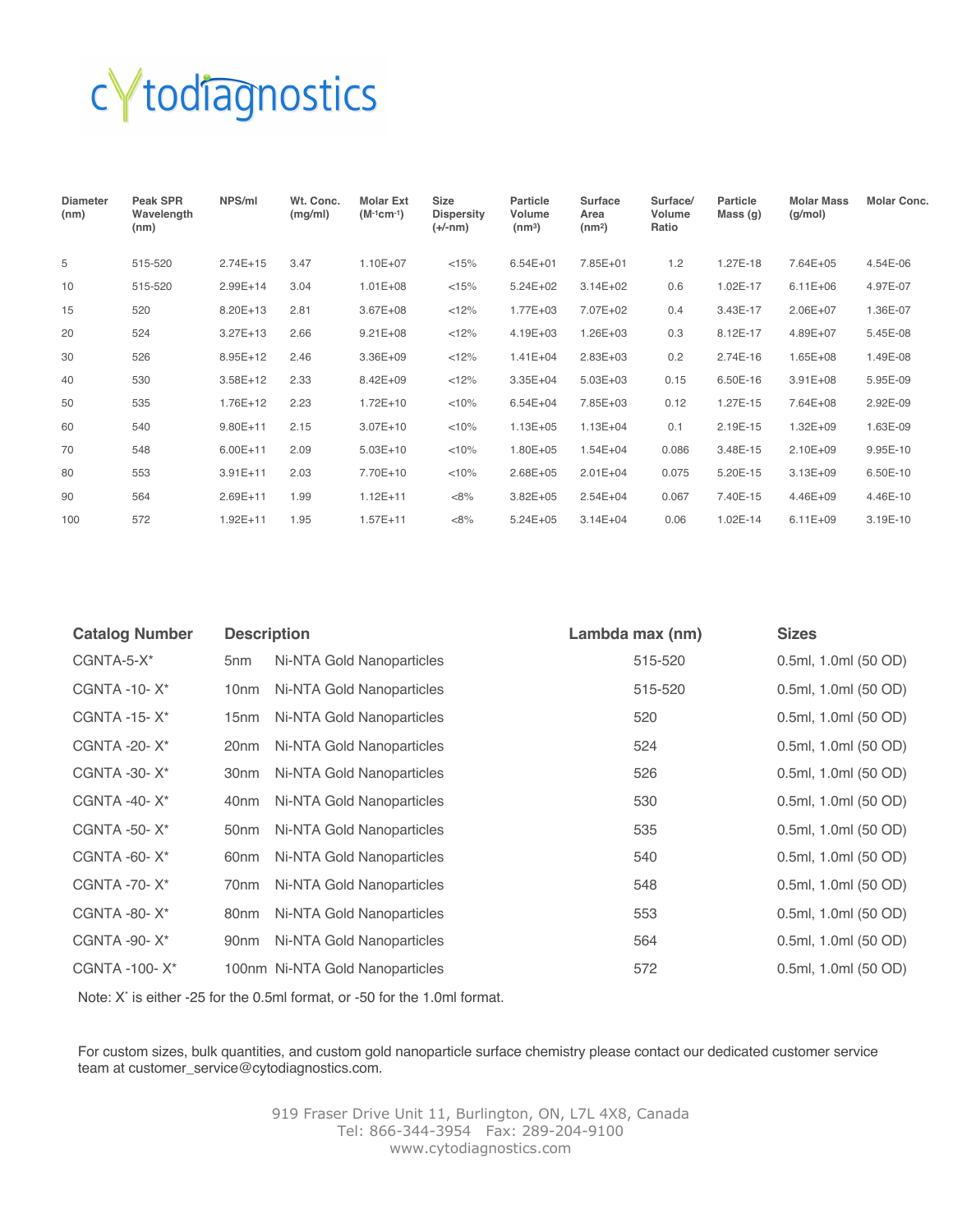| Diameter (nm) | Peak SPR Wavelength (nm) | NPS/ml | Wt. Conc. (mg/ml) | Molar Ext ($M^{-1}cm^{-1}$) | Size Dispersity (+/-nm) | Particle Volume ($nm^3$) | Surface Area ($nm^2$) | Surface/ Volume Ratio | Particle Mass (g) | Molar Mass (g/mol) | Molar Conc. |
|---|---|---|---|---|---|---|---|---|---|---|---|
| 5 | 515-520 | 2.74E+15 | 3.47 | 1.10E+07 | <15% | 6.54E+01 | 7.85E+01 | 1.2 | 1.27E-18 | 7.64E+05 | 4.54E-06 |
| 10 | 515-520 | 2.99E+14 | 3.04 | 1.01E+08 | <15% | 5.24E+02 | 3.14E+02 | 0.6 | 1.02E-17 | 6.11E+06 | 4.97E-07 |
| 15 | 520 | 8.20E+13 | 2.81 | 3.67E+08 | <12% | 1.77E+03 | 7.07E+02 | 0.4 | 3.43E-17 | 2.06E+07 | 1.36E-07 |
| 20 | 524 | 3.27E+13 | 2.66 | 9.21E+08 | <12% | 4.19E+03 | 1.26E+03 | 0.3 | 8.12E-17 | 4.89E+07 | 5.45E-08 |
| 30 | 526 | 8.95E+12 | 2.46 | 3.36E+09 | <12% | 1.41E+04 | 2.83E+03 | 0.2 | 2.74E-16 | 1.65E+08 | 1.49E-08 |
| 40 | 530 | 3.58E+12 | 2.33 | 8.42E+09 | <12% | 3.35E+04 | 5.03E+03 | 0.15 | 6.50E-16 | 3.91E+08 | 5.95E-09 |
| 50 | 535 | 1.76E+12 | 2.23 | 1.72E+10 | <10% | 6.54E+04 | 7.85E+03 | 0.12 | 1.27E-15 | 7.64E+08 | 2.92E-09 |
| 60 | 540 | 9.80E+11 | 2.15 | 3.07E+10 | <10% | 1.13E+05 | 1.13E+04 | 0.1 | 2.19E-15 | 1.32E+09 | 1.63E-09 |
| 70 | 548 | 6.00E+11 | 2.09 | 5.03E+10 | <10% | 1.80E+05 | 1.54E+04 | 0.086 | 3.48E-15 | 2.10E+09 | 9.95E-10 |
| 80 | 553 | 3.91E+11 | 2.03 | 7.70E+10 | <10% | 2.68E+05 | 2.01E+04 | 0.075 | 5.20E-15 | 3.13E+09 | 6.50E-10 |
| 90 | 564 | 2.69E+11 | 1.99 | 1.12E+11 | <8% | 3.82E+05 | 2.54E+04 | 0.067 | 7.40E-15 | 4.46E+09 | 4.46E-10 |
| 100 | 572 | 1.92E+11 | 1.95 | 1.57E+11 | <8% | 5.24E+05 | 3.14E+04 | 0.06 | 1.02E-14 | 6.11E+09 | 3.19E-10 |

| Catalog Number | Description | | Lambda max (nm) | Sizes |
|---|---|---|---|---|
| CGNTA-5-X* | 5nm | Ni-NTA Gold Nanoparticles | 515-520 | 0.5ml, 1.0ml (50 OD) |
| CGNTA -10- X* | 10nm | Ni-NTA Gold Nanoparticles | 515-520 | 0.5ml, 1.0ml (50 OD) |
| CGNTA -15- X* | 15nm | Ni-NTA Gold Nanoparticles | 520 | 0.5ml, 1.0ml (50 OD) |
| CGNTA -20- X* | 20nm | Ni-NTA Gold Nanoparticles | 524 | 0.5ml, 1.0ml (50 OD) |
| CGNTA -30- X* | 30nm | Ni-NTA Gold Nanoparticles | 526 | 0.5ml, 1.0ml (50 OD) |
| CGNTA -40- X* | 40nm | Ni-NTA Gold Nanoparticles | 530 | 0.5ml, 1.0ml (50 OD) |
| CGNTA -50- X* | 50nm | Ni-NTA Gold Nanoparticles | 535 | 0.5ml, 1.0ml (50 OD) |
| CGNTA -60- X* | 60nm | Ni-NTA Gold Nanoparticles | 540 | 0.5ml, 1.0ml (50 OD) |
| CGNTA -70- X* | 70nm | Ni-NTA Gold Nanoparticles | 548 | 0.5ml, 1.0ml (50 OD) |
| CGNTA -80- X* | 80nm | Ni-NTA Gold Nanoparticles | 553 | 0.5ml, 1.0ml (50 OD) |
| CGNTA -90- X* | 90nm | Ni-NTA Gold Nanoparticles | 564 | 0.5ml, 1.0ml (50 OD) |
| CGNTA -100- X* | 100nm | Ni-NTA Gold Nanoparticles | 572 | 0.5ml, 1.0ml (50 OD) |

Note: X* is either -25 for the 0.5ml format, or -50 for the 1.0ml format.

For custom sizes, bulk quantities, and custom gold nanoparticle surface chemistry please contact our dedicated customer service team at customer_service@cytodiagnostics.com.

919 Fraser Drive Unit 11, Burlington, ON, L7L 4X8, Canada
Tel: 866-344-3954 Fax: 289-204-9100
www.cytodiagnostics.com